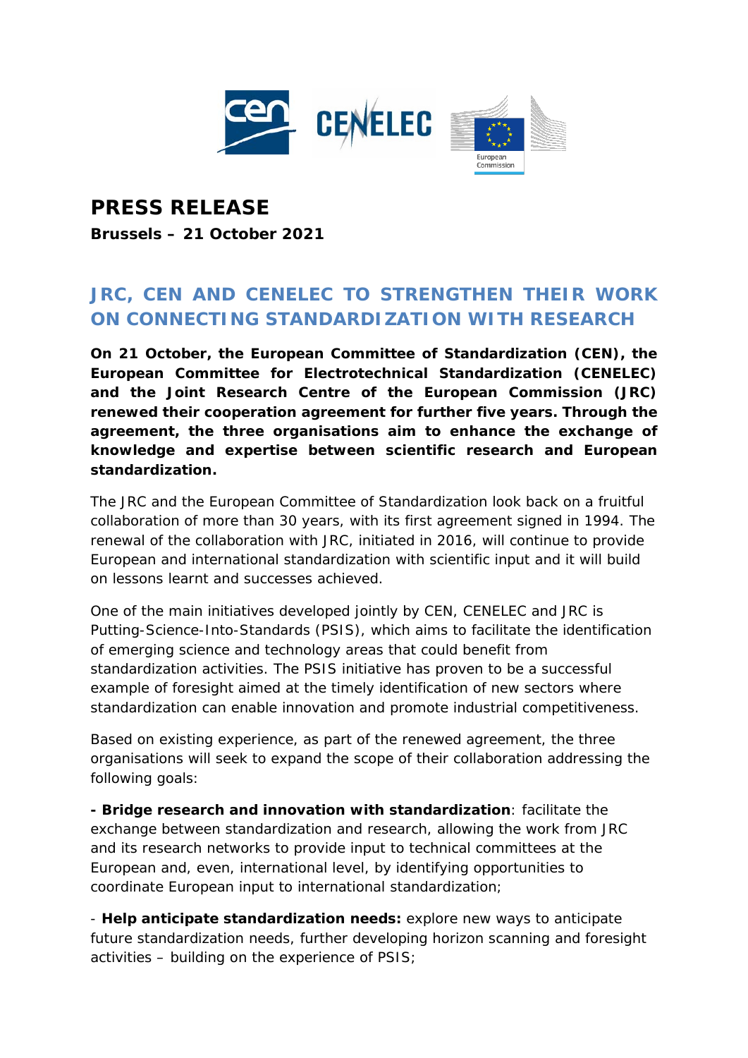# PRESS RELEASE

**Brussels – 21 October 2021**

## JRC, CEN AND CENELEC TO STRENGTHEN THEIR WORK ON CONNECTING STANDARDIZATION WITH RESEARCH

**On 21 October, the European Committee of Standardization (CEN), the European Committee for Electrotechnical Standardization (CENELEC) and the Joint Research Centre of the European Commission (JRC) renewed their cooperation agreement for further five years. Through the agreement, the three organisations aim to enhance the exchange of knowledge and expertise between scientific research and European standardization.**

The JRC and the European Committee of Standardization look back on a fruitful collaboration of more than 30 years, with its first agreement signed in 1994. The renewal of the collaboration with JRC, initiated in 2016, will continue to provide European and international standardization with scientific input and it will build on lessons learnt and successes achieved.

One of the main initiatives developed jointly by CEN, CENELEC and JRC is Putting-Science-Into-Standards (PSIS), which aims to facilitate the identification of emerging science and technology areas that could benefit from standardization activities. The PSIS initiative has proven to be a successful example of foresight aimed at the timely identification of new sectors where standardization can enable innovation and promote industrial competitiveness.

Based on existing experience, as part of the renewed agreement, the three organisations will seek to expand the scope of their collaboration addressing the following goals:

**- Bridge research and innovation with standardization**: facilitate the exchange between standardization and research, allowing the work from JRC and its research networks to provide input to technical committees at the European and, even, international level, by identifying opportunities to coordinate European input to international standardization;

- **Help anticipate standardization needs:** explore new ways to anticipate future standardization needs, further developing horizon scanning and foresight activities – building on the experience of PSIS;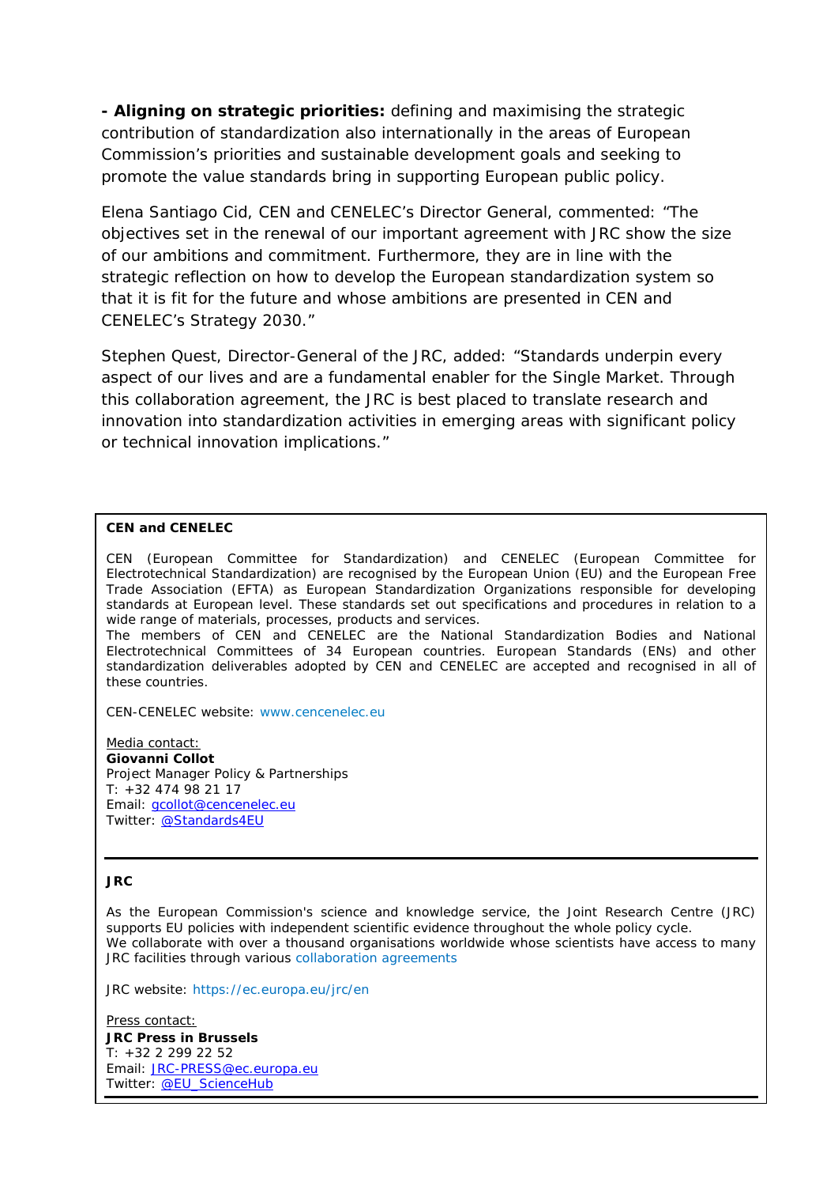**- Aligning on strategic priorities:** defining and maximising the strategic contribution of standardization also internationally in the areas of European Commission's priorities and sustainable development goals and seeking to promote the value standards bring in supporting European public policy.

Elena Santiago Cid, CEN and CENELEC's Director General, commented: "The objectives set in the renewal of our important agreement with JRC show the size of our ambitions and commitment. Furthermore, they are in line with the strategic reflection on how to develop the European standardization system so that it is fit for the future and whose ambitions are presented in CEN and CENELEC's Strategy 2030."

Stephen Quest, Director-General of the JRC, added: "Standards underpin every aspect of our lives and are a fundamental enabler for the Single Market. Through this collaboration agreement, the JRC is best placed to translate research and innovation into standardization activities in emerging areas with significant policy or technical innovation implications."

**CEN and CENELEC**

CEN (European Committee for Standardization) and CENELEC (European Committee for Electrotechnical Standardization) are recognised by the European Union (EU) and the European Free Trade Association (EFTA) as European Standardization Organizations responsible for developing standards at European level. These standards set out specifications and procedures in relation to a wide range of materials, processes, products and services.
The members of CEN and CENELEC are the National Standardization Bodies and National Electrotechnical Committees of 34 European countries. European Standards (ENs) and other standardization deliverables adopted by CEN and CENELEC are accepted and recognised in all of these countries.

CEN-CENELEC website: www.cencenelec.eu

Media contact:
**Giovanni Collot**
Project Manager Policy & Partnerships
T: +32 474 98 21 17
Email: gcollot@cencenelec.eu
Twitter: @Standards4EU

---

**JRC**

As the European Commission's science and knowledge service, the Joint Research Centre (JRC) supports EU policies with independent scientific evidence throughout the whole policy cycle.
We collaborate with over a thousand organisations worldwide whose scientists have access to many JRC facilities through various collaboration agreements

JRC website: https://ec.europa.eu/jrc/en

Press contact:
**JRC Press in Brussels**
T: +32 2 299 22 52
Email: JRC-PRESS@ec.europa.eu
Twitter: @EU_ScienceHub